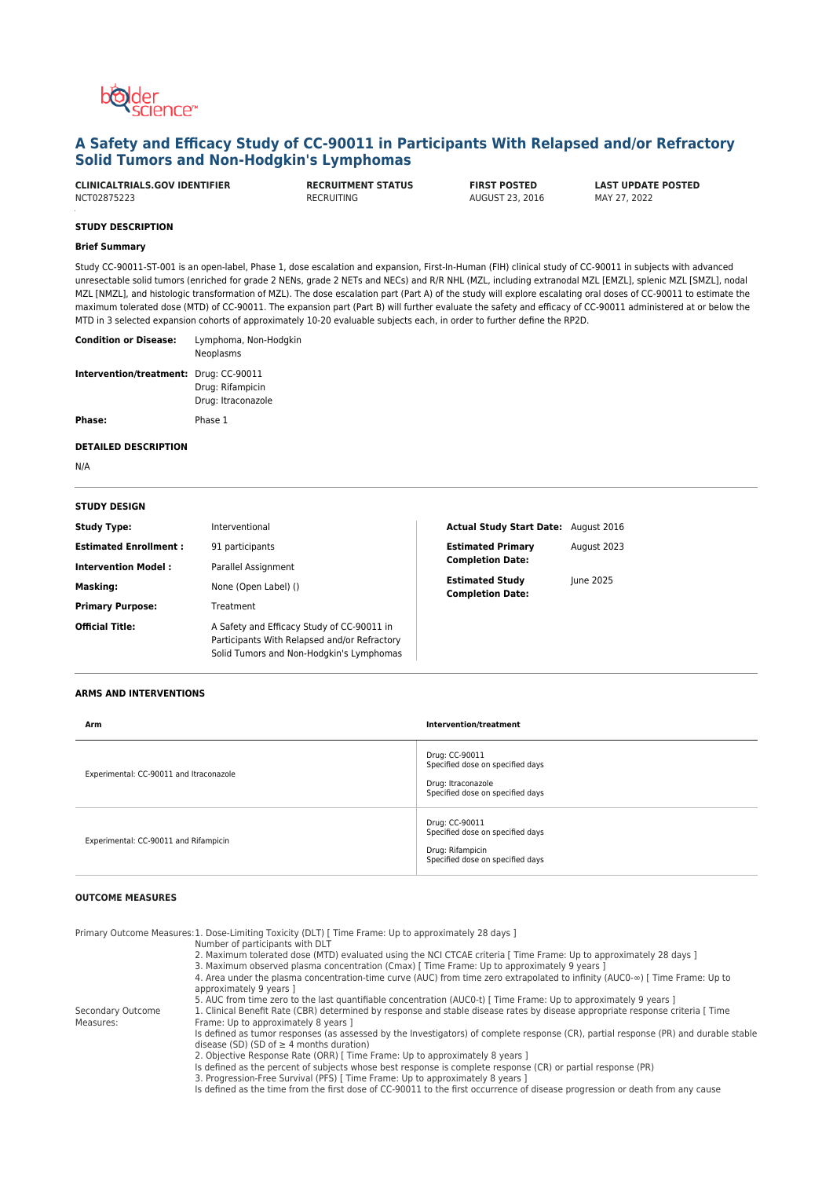# A Safety and Efficacy Study of CC-90011 in Participants With Relapsed and/or Refractory Solid Tumors and Non-Hodgkin's Lymphomas

| CLINICALTRIALS.GOV IDENTIFIER | RECRUITMENT STATUS | FIRST POSTED | LAST UPDATE POSTED |
|---|---|---|---|
| NCT02875223 | RECRUITING | AUGUST 23, 2016 | MAY 27, 2022 |

### STUDY DESCRIPTION

#### Brief Summary

Study CC-90011-ST-001 is an open-label, Phase 1, dose escalation and expansion, First-In-Human (FIH) clinical study of CC-90011 in subjects with advanced unresectable solid tumors (enriched for grade 2 NENs, grade 2 NETs and NECs) and R/R NHL (MZL, including extranodal MZL [EMZL], splenic MZL [SMZL], nodal MZL [NMZL], and histologic transformation of MZL). The dose escalation part (Part A) of the study will explore escalating oral doses of CC-90011 to estimate the maximum tolerated dose (MTD) of CC-90011. The expansion part (Part B) will further evaluate the safety and efficacy of CC-90011 administered at or below the MTD in 3 selected expansion cohorts of approximately 10-20 evaluable subjects each, in order to further define the RP2D.

| | |
|---|---|
| **Condition or Disease:** | Lymphoma, Non-Hodgkin<br>Neoplasms |
| **Intervention/treatment:** | Drug: CC-90011<br>Drug: Rifampicin<br>Drug: Itraconazole |
| **Phase:** | Phase 1 |

### DETAILED DESCRIPTION

N/A

### STUDY DESIGN

| | |
|---|---|
| **Study Type:** | Interventional |
| **Estimated Enrollment :** | 91 participants |
| **Intervention Model :** | Parallel Assignment |
| **Masking:** | None (Open Label) () |
| **Primary Purpose:** | Treatment |
| **Official Title:** | A Safety and Efficacy Study of CC-90011 in Participants With Relapsed and/or Refractory Solid Tumors and Non-Hodgkin's Lymphomas |
| **Actual Study Start Date:** | August 2016 |
| **Estimated Primary Completion Date:** | August 2023 |
| **Estimated Study Completion Date:** | June 2025 |

### ARMS AND INTERVENTIONS

| Arm | Intervention/treatment |
|---|---|
| Experimental: CC-90011 and Itraconazole | Drug: CC-90011<br>Specified dose on specified days<br>Drug: Itraconazole<br>Specified dose on specified days |
| Experimental: CC-90011 and Rifampicin | Drug: CC-90011<br>Specified dose on specified days<br>Drug: Rifampicin<br>Specified dose on specified days |

### OUTCOME MEASURES

Primary Outcome Measures:

1. Dose-Limiting Toxicity (DLT) [ Time Frame: Up to approximately 28 days ]
   Number of participants with DLT
2. Maximum tolerated dose (MTD) evaluated using the NCI CTCAE criteria [ Time Frame: Up to approximately 28 days ]
3. Maximum observed plasma concentration (Cmax) [ Time Frame: Up to approximately 9 years ]
4. Area under the plasma concentration-time curve (AUC) from time zero extrapolated to infinity ($AUC_{0-\infty}$) [ Time Frame: Up to approximately 9 years ]
5. AUC from time zero to the last quantifiable concentration ($AUC_{0-t}$) [ Time Frame: Up to approximately 9 years ]

Secondary Outcome Measures:

1. Clinical Benefit Rate (CBR) determined by response and stable disease rates by disease appropriate response criteria [ Time Frame: Up to approximately 8 years ]
   Is defined as tumor responses (as assessed by the Investigators) of complete response (CR), partial response (PR) and durable stable disease (SD) (SD of ≥ 4 months duration)
2. Objective Response Rate (ORR) [ Time Frame: Up to approximately 8 years ]
   Is defined as the percent of subjects whose best response is complete response (CR) or partial response (PR)
3. Progression-Free Survival (PFS) [ Time Frame: Up to approximately 8 years ]
   Is defined as the time from the first dose of CC-90011 to the first occurrence of disease progression or death from any cause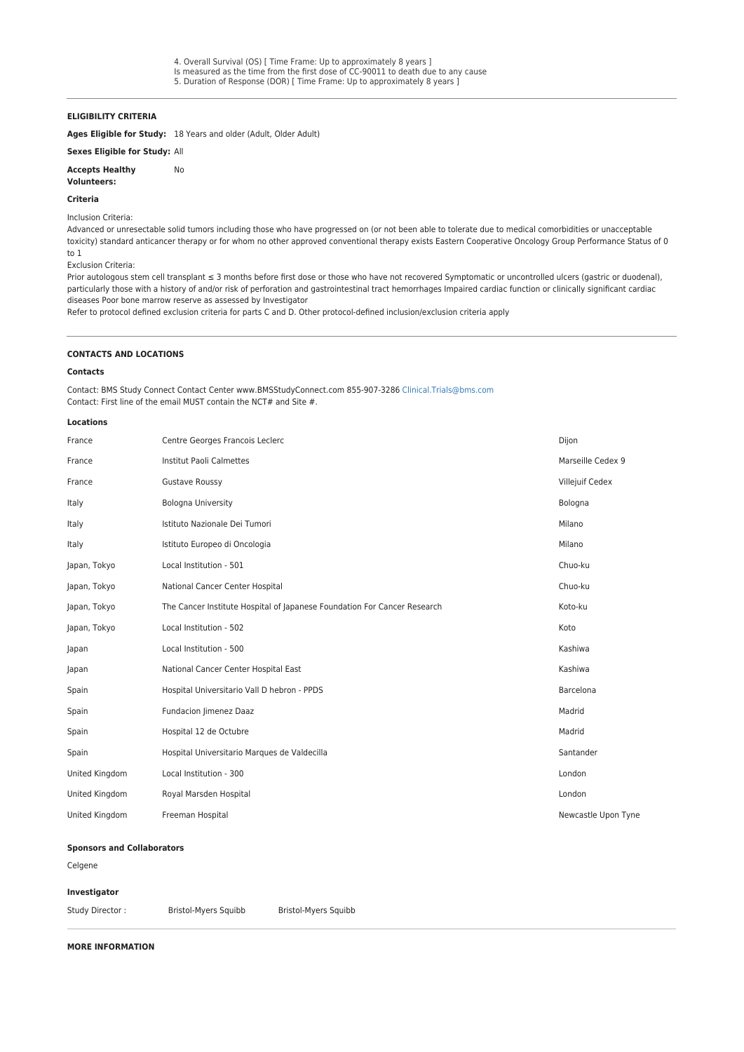4. Overall Survival (OS) [ Time Frame: Up to approximately 8 years ]
Is measured as the time from the first dose of CC-90011 to death due to any cause
5. Duration of Response (DOR) [ Time Frame: Up to approximately 8 years ]

---

**ELIGIBILITY CRITERIA**

**Ages Eligible for Study:** 18 Years and older (Adult, Older Adult)

**Sexes Eligible for Study:** All

**Accepts Healthy Volunteers:** No

**Criteria**

Inclusion Criteria:
Advanced or unresectable solid tumors including those who have progressed on (or not been able to tolerate due to medical comorbidities or unacceptable toxicity) standard anticancer therapy or for whom no other approved conventional therapy exists Eastern Cooperative Oncology Group Performance Status of 0 to 1
Exclusion Criteria:
Prior autologous stem cell transplant ≤ 3 months before first dose or those who have not recovered Symptomatic or uncontrolled ulcers (gastric or duodenal), particularly those with a history of and/or risk of perforation and gastrointestinal tract hemorrhages Impaired cardiac function or clinically significant cardiac diseases Poor bone marrow reserve as assessed by Investigator
Refer to protocol defined exclusion criteria for parts C and D. Other protocol-defined inclusion/exclusion criteria apply

---

**CONTACTS AND LOCATIONS**

**Contacts**

Contact: BMS Study Connect Contact Center www.BMSStudyConnect.com 855-907-3286 Clinical.Trials@bms.com
Contact: First line of the email MUST contain the NCT# and Site #.

**Locations**

| | | |
|---|---|---|
| France | Centre Georges Francois Leclerc | Dijon |
| France | Institut Paoli Calmettes | Marseille Cedex 9 |
| France | Gustave Roussy | Villejuif Cedex |
| Italy | Bologna University | Bologna |
| Italy | Istituto Nazionale Dei Tumori | Milano |
| Italy | Istituto Europeo di Oncologia | Milano |
| Japan, Tokyo | Local Institution - 501 | Chuo-ku |
| Japan, Tokyo | National Cancer Center Hospital | Chuo-ku |
| Japan, Tokyo | The Cancer Institute Hospital of Japanese Foundation For Cancer Research | Koto-ku |
| Japan, Tokyo | Local Institution - 502 | Koto |
| Japan | Local Institution - 500 | Kashiwa |
| Japan | National Cancer Center Hospital East | Kashiwa |
| Spain | Hospital Universitario Vall D hebron - PPDS | Barcelona |
| Spain | Fundacion Jimenez Daaz | Madrid |
| Spain | Hospital 12 de Octubre | Madrid |
| Spain | Hospital Universitario Marques de Valdecilla | Santander |
| United Kingdom | Local Institution - 300 | London |
| United Kingdom | Royal Marsden Hospital | London |
| United Kingdom | Freeman Hospital | Newcastle Upon Tyne |

**Sponsors and Collaborators**

Celgene

**Investigator**

Study Director : Bristol-Myers Squibb Bristol-Myers Squibb

---

**MORE INFORMATION**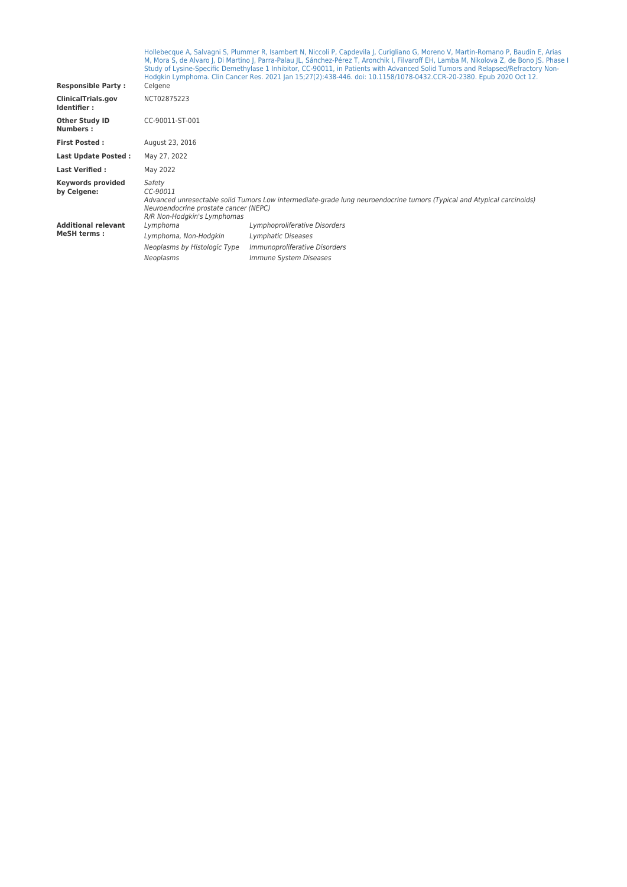Hollebecque A, Salvagni S, Plummer R, Isambert N, Niccoli P, Capdevila J, Curigliano G, Moreno V, Martin-Romano P, Baudin E, Arias M, Mora S, de Alvaro J, Di Martino J, Parra-Palau JL, Sánchez-Pérez T, Aronchik I, Filvaroff EH, Lamba M, Nikolova Z, de Bono JS. Phase I Study of Lysine-Specific Demethylase 1 Inhibitor, CC-90011, in Patients with Advanced Solid Tumors and Relapsed/Refractory Non-Hodgkin Lymphoma. Clin Cancer Res. 2021 Jan 15;27(2):438-446. doi: 10.1158/1078-0432.CCR-20-2380. Epub 2020 Oct 12.

| | | |
|---|---|---|
| **Responsible Party :** | Celgene | |
| **ClinicalTrials.gov Identifier :** | NCT02875223 | |
| **Other Study ID Numbers :** | CC-90011-ST-001 | |
| **First Posted :** | August 23, 2016 | |
| **Last Update Posted :** | May 27, 2022 | |
| **Last Verified :** | May 2022 | |
| **Keywords provided by Celgene:** | *Safety*<br>*CC-90011*<br>*Advanced unresectable solid Tumors Low intermediate-grade lung neuroendocrine tumors (Typical and Atypical carcinoids)*<br>*Neuroendocrine prostate cancer (NEPC)*<br>*R/R Non-Hodgkin's Lymphomas* | |
| **Additional relevant MeSH terms :** | *Lymphoma* | *Lymphoproliferative Disorders* |
| | *Lymphoma, Non-Hodgkin* | *Lymphatic Diseases* |
| | *Neoplasms by Histologic Type* | *Immunoproliferative Disorders* |
| | *Neoplasms* | *Immune System Diseases* |